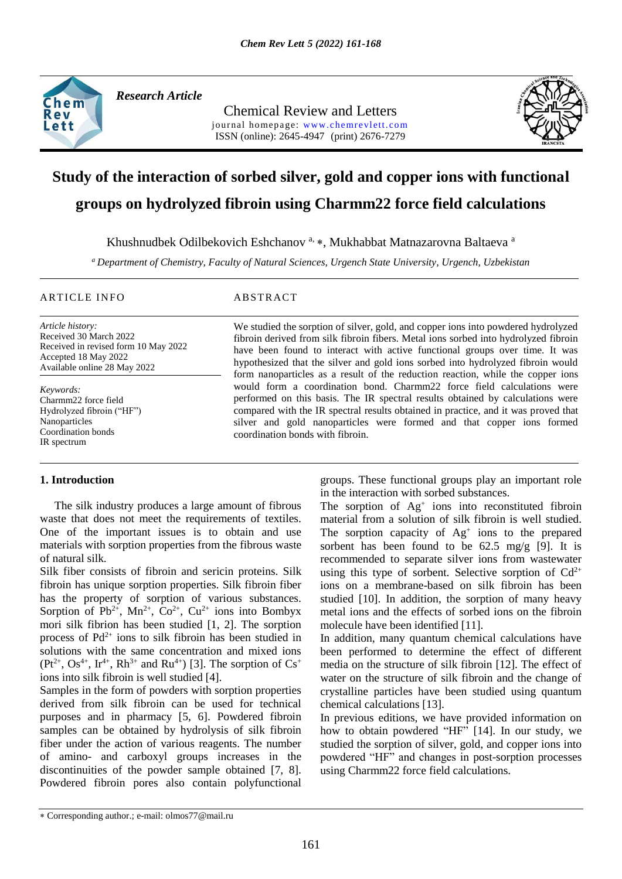*Research Article*

Chemical Review and Letters
journal homepage: www.chemrevlett.com
ISSN (online): 2645-4947 (print) 2676-7279

# Study of the interaction of sorbed silver, gold and copper ions with functional groups on hydrolyzed fibroin using Charmm22 force field calculations

Khushnudbek Odilbekovich Eshchanov [a, ∗], Mukhabbat Matnazarovna Baltaeva [a]

[a] *Department of Chemistry, Faculty of Natural Sciences, Urgench State University, Urgench, Uzbekistan*

**ARTICLE INFO**

*Article history:*
Received 30 March 2022
Received in revised form 10 May 2022
Accepted 18 May 2022
Available online 28 May 2022

*Keywords:*
Charmm22 force field
Hydrolyzed fibroin ("HF")
Nanoparticles
Coordination bonds
IR spectrum

**ABSTRACT**

We studied the sorption of silver, gold, and copper ions into powdered hydrolyzed fibroin derived from silk fibroin fibers. Metal ions sorbed into hydrolyzed fibroin have been found to interact with active functional groups over time. It was hypothesized that the silver and gold ions sorbed into hydrolyzed fibroin would form nanoparticles as a result of the reduction reaction, while the copper ions would form a coordination bond. Charmm22 force field calculations were performed on this basis. The IR spectral results obtained by calculations were compared with the IR spectral results obtained in practice, and it was proved that silver and gold nanoparticles were formed and that copper ions formed coordination bonds with fibroin.

## 1. Introduction

The silk industry produces a large amount of fibrous waste that does not meet the requirements of textiles. One of the important issues is to obtain and use materials with sorption properties from the fibrous waste of natural silk.

Silk fiber consists of fibroin and sericin proteins. Silk fibroin has unique sorption properties. Silk fibroin fiber has the property of sorption of various substances. Sorption of $Pb^{2+}$, $Mn^{2+}$, $Co^{2+}$, $Cu^{2+}$ ions into Bombyx mori silk fibrion has been studied [1, 2]. The sorption process of $Pd^{2+}$ ions to silk fibroin has been studied in solutions with the same concentration and mixed ions ($Pt^{2+}$, $Os^{4+}$, $Ir^{4+}$, $Rh^{3+}$ and $Ru^{4+}$) [3]. The sorption of $Cs^{+}$ ions into silk fibroin is well studied [4].

Samples in the form of powders with sorption properties derived from silk fibroin can be used for technical purposes and in pharmacy [5, 6]. Powdered fibroin samples can be obtained by hydrolysis of silk fibroin fiber under the action of various reagents. The number of amino- and carboxyl groups increases in the discontinuities of the powder sample obtained [7, 8]. Powdered fibroin pores also contain polyfunctional groups. These functional groups play an important role in the interaction with sorbed substances.

The sorption of $Ag^{+}$ ions into reconstituted fibroin material from a solution of silk fibroin is well studied. The sorption capacity of $Ag^{+}$ ions to the prepared sorbent has been found to be 62.5 mg/g [9]. It is recommended to separate silver ions from wastewater using this type of sorbent. Selective sorption of $Cd^{2+}$ ions on a membrane-based on silk fibroin has been studied [10]. In addition, the sorption of many heavy metal ions and the effects of sorbed ions on the fibroin molecule have been identified [11].

In addition, many quantum chemical calculations have been performed to determine the effect of different media on the structure of silk fibroin [12]. The effect of water on the structure of silk fibroin and the change of crystalline particles have been studied using quantum chemical calculations [13].

In previous editions, we have provided information on how to obtain powdered "HF" [14]. In our study, we studied the sorption of silver, gold, and copper ions into powdered "HF" and changes in post-sorption processes using Charmm22 force field calculations.

∗ Corresponding author.; e-mail: olmos77@mail.ru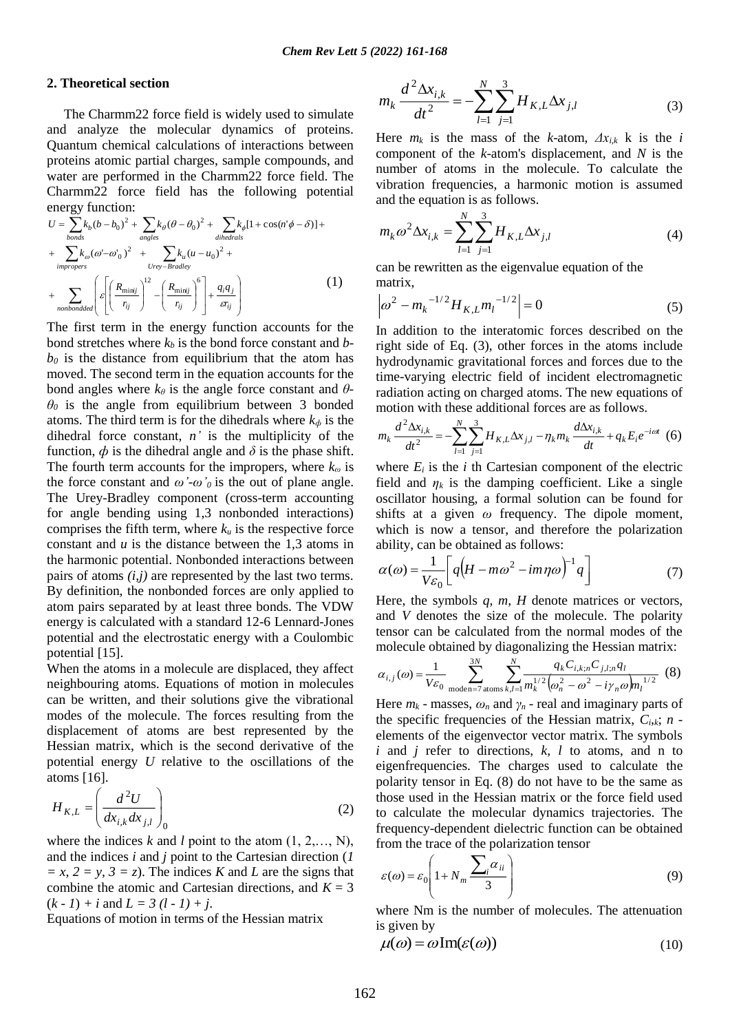## 2. Theoretical section

The Charmm22 force field is widely used to simulate and analyze the molecular dynamics of proteins. Quantum chemical calculations of interactions between proteins atomic partial charges, sample compounds, and water are performed in the Charmm22 force field. The Charmm22 force field has the following potential energy function:

$$U = \sum_{bonds} k_b (b - b_0)^2 + \sum_{angles} k_\theta (\theta - \theta_0)^2 + \sum_{dihedrals} k_\phi [1 + \cos(n'\phi - \delta)] +$$
$$+ \sum_{impropers} k_\omega (\omega' - \omega'_0)^2 + \sum_{Urey-Bradley} k_u (u - u_0)^2 +$$
$$+ \sum_{nonbondded} \left( \varepsilon \left[ \left( \frac{R_{\min ij}}{r_{ij}} \right)^{12} - \left( \frac{R_{\min ij}}{r_{ij}} \right)^{6} \right] + \frac{q_i q_j}{\varepsilon r_{ij}} \right) \quad (1)$$

The first term in the energy function accounts for the bond stretches where $k_b$ is the bond force constant and $b$-$b_0$ is the distance from equilibrium that the atom has moved. The second term in the equation accounts for the bond angles where $k_\theta$ is the angle force constant and $\theta$-$\theta_0$ is the angle from equilibrium between 3 bonded atoms. The third term is for the dihedrals where $k_\phi$ is the dihedral force constant, $n'$ is the multiplicity of the function, $\phi$ is the dihedral angle and $\delta$ is the phase shift. The fourth term accounts for the impropers, where $k_\omega$ is the force constant and $\omega'$-$\omega'_0$ is the out of plane angle. The Urey-Bradley component (cross-term accounting for angle bending using 1,3 nonbonded interactions) comprises the fifth term, where $k_u$ is the respective force constant and $u$ is the distance between the 1,3 atoms in the harmonic potential. Nonbonded interactions between pairs of atoms *(i,j)* are represented by the last two terms. By definition, the nonbonded forces are only applied to atom pairs separated by at least three bonds. The VDW energy is calculated with a standard 12-6 Lennard-Jones potential and the electrostatic energy with a Coulombic potential [15].

When the atoms in a molecule are displaced, they affect neighbouring atoms. Equations of motion in molecules can be written, and their solutions give the vibrational modes of the molecule. The forces resulting from the displacement of atoms are best represented by the Hessian matrix, which is the second derivative of the potential energy $U$ relative to the oscillations of the atoms [16].

$$H_{K,L} = \left( \frac{d^2 U}{dx_{i,k} dx_{j,l}} \right)_0 \quad (2)$$

where the indices $k$ and $l$ point to the atom (1, 2,…, N), and the indices $i$ and $j$ point to the Cartesian direction ($1 = x$, $2 = y$, $3 = z$). The indices $K$ and $L$ are the signs that combine the atomic and Cartesian directions, and $K = 3(k - 1) + i$ and $L = 3(l - 1) + j$.

Equations of motion in terms of the Hessian matrix

$$m_k \frac{d^2 \Delta x_{i,k}}{dt^2} = - \sum_{l=1}^{N} \sum_{j=1}^{3} H_{K,L} \Delta x_{j,l} \quad (3)$$

Here $m_k$ is the mass of the $k$-atom, $\Delta x_{i,k}$ k is the $i$ component of the $k$-atom's displacement, and $N$ is the number of atoms in the molecule. To calculate the vibration frequencies, a harmonic motion is assumed and the equation is as follows.

$$m_k \omega^2 \Delta x_{i,k} = \sum_{l=1}^{N} \sum_{j=1}^{3} H_{K,L} \Delta x_{j,l} \quad (4)$$

can be rewritten as the eigenvalue equation of the matrix,

$$\left| \omega^2 - m_k^{-1/2} H_{K,L} m_l^{-1/2} \right| = 0 \quad (5)$$

In addition to the interatomic forces described on the right side of Eq. (3), other forces in the atoms include hydrodynamic gravitational forces and forces due to the time-varying electric field of incident electromagnetic radiation acting on charged atoms. The new equations of motion with these additional forces are as follows.

$$m_k \frac{d^2 \Delta x_{i,k}}{dt^2} = - \sum_{l=1}^{N} \sum_{j=1}^{3} H_{K,L} \Delta x_{j,l} - \eta_k m_k \frac{d \Delta x_{i,k}}{dt} + q_k E_i e^{-i\omega t} \quad (6)$$

where $E_i$ is the $i$ th Cartesian component of the electric field and $\eta_k$ is the damping coefficient. Like a single oscillator housing, a formal solution can be found for shifts at a given $\omega$ frequency. The dipole moment, which is now a tensor, and therefore the polarization ability, can be obtained as follows:

$$\alpha(\omega) = \frac{1}{V \varepsilon_0} \left[ q \left( H - m\omega^2 - im\eta\omega \right)^{-1} q \right] \quad (7)$$

Here, the symbols $q$, $m$, $H$ denote matrices or vectors, and $V$ denotes the size of the molecule. The polarity tensor can be calculated from the normal modes of the molecule obtained by diagonalizing the Hessian matrix:

$$\alpha_{i,j}(\omega) = \frac{1}{V \varepsilon_0} \sum_{\text{mode}\,n=7}^{3N} \sum_{\text{atoms}\,k,l=1}^{N} \frac{q_k C_{i,k;n} C_{j,l;n} q_l}{m_k^{1/2} \left( \omega_n^2 - \omega^2 - i\gamma_n \omega \right) m_l^{1/2}} \quad (8)$$

Here $m_k$ - masses, $\omega_n$ and $\gamma_n$ - real and imaginary parts of the specific frequencies of the Hessian matrix, $C_{i,k}$; $n$ - elements of the eigenvector vector matrix. The symbols $i$ and $j$ refer to directions, $k$, $l$ to atoms, and n to eigenfrequencies. The charges used to calculate the polarity tensor in Eq. (8) do not have to be the same as those used in the Hessian matrix or the force field used to calculate the molecular dynamics trajectories. The frequency-dependent dielectric function can be obtained from the trace of the polarization tensor

$$\varepsilon(\omega) = \varepsilon_0 \left( 1 + N_m \frac{\sum_i \alpha_{ii}}{3} \right) \quad (9)$$

where Nm is the number of molecules. The attenuation is given by

$$\mu(\omega) = \omega \operatorname{Im}(\varepsilon(\omega)) \quad (10)$$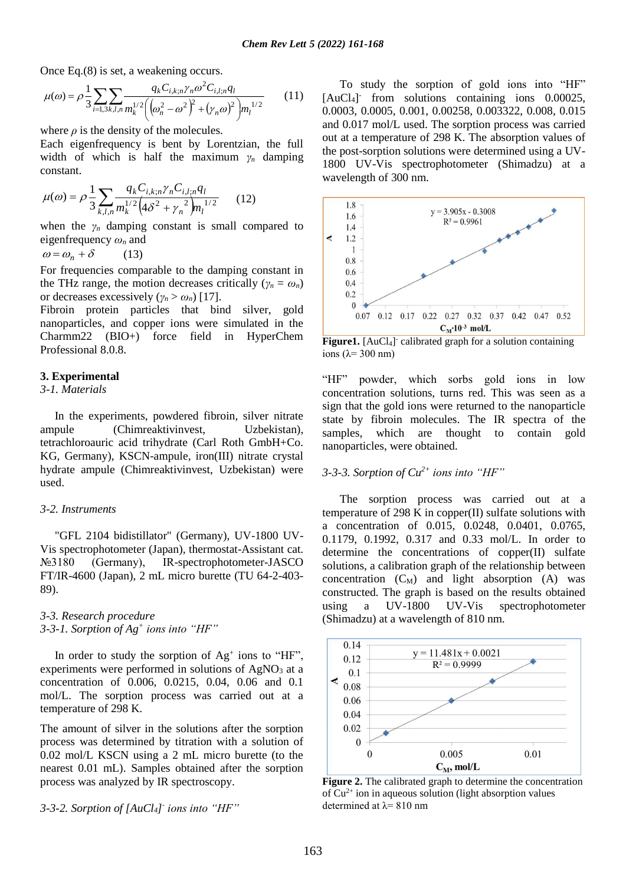Once Eq.(8) is set, a weakening occurs.

$$\mu(\omega) = \rho \frac{1}{3} \sum_{i=1,3} \sum_{k,l,n} \frac{q_k C_{i,k;n} \gamma_n \omega^2 C_{i,l;n} q_l}{m_k^{1/2} \left( \left( \omega_n^2 - \omega^2 \right)^2 + \left( \gamma_n \omega \right)^2 \right) m_l^{1/2}} \qquad (11)$$

where $\rho$ is the density of the molecules.

Each eigenfrequency is bent by Lorentzian, the full width of which is half the maximum $\gamma_n$ damping constant.

$$\mu(\omega) = \rho \frac{1}{3} \sum_{k,l,n} \frac{q_k C_{i,k;n} \gamma_n C_{i,l;n} q_l}{m_k^{1/2} \left( 4\delta^2 + \gamma_n^{\ 2} \right) m_l^{1/2}} \qquad (12)$$

when the $\gamma_n$ damping constant is small compared to eigenfrequency $\omega_n$ and

$$\omega = \omega_n + \delta \qquad (13)$$

For frequencies comparable to the damping constant in the THz range, the motion decreases critically ($\gamma_n = \omega_n$) or decreases excessively ($\gamma_n > \omega_n$) [17].

Fibroin protein particles that bind silver, gold nanoparticles, and copper ions were simulated in the Charmm22 (BIO+) force field in HyperChem Professional 8.0.8.

## 3. Experimental

### *3-1. Materials*

In the experiments, powdered fibroin, silver nitrate ampule (Chimreaktivinvest, Uzbekistan), tetrachloroauric acid trihydrate (Carl Roth GmbH+Co. KG, Germany), KSCN-ampule, iron(III) nitrate crystal hydrate ampule (Chimreaktivinvest, Uzbekistan) were used.

### *3-2. Instruments*

"GFL 2104 bidistillator" (Germany), UV-1800 UV-Vis spectrophotometer (Japan), thermostat-Assistant cat. №3180 (Germany), IR-spectrophotometer-JASCO FT/IR-4600 (Japan), 2 mL micro burette (TU 64-2-403-89).

### *3-3. Research procedure*

#### *3-3-1. Sorption of $Ag^+$ ions into "HF"*

In order to study the sorption of $Ag^+$ ions to "HF", experiments were performed in solutions of $AgNO_3$ at a concentration of 0.006, 0.0215, 0.04, 0.06 and 0.1 mol/L. The sorption process was carried out at a temperature of 298 K.

The amount of silver in the solutions after the sorption process was determined by titration with a solution of 0.02 mol/L KSCN using a 2 mL micro burette (to the nearest 0.01 mL). Samples obtained after the sorption process was analyzed by IR spectroscopy.

#### *3-3-2. Sorption of $[AuCl_4]^-$ ions into "HF"*

To study the sorption of gold ions into "HF" $[AuCl_4]^-$ from solutions containing ions 0.00025, 0.0003, 0.0005, 0.001, 0.00258, 0.003322, 0.008, 0.015 and 0.017 mol/L used. The sorption process was carried out at a temperature of 298 K. The absorption values of the post-sorption solutions were determined using a UV-1800 UV-Vis spectrophotometer (Shimadzu) at a wavelength of 300 nm.

**Figure1.** $[AuCl_4]^-$ calibrated graph for a solution containing ions (λ= 300 nm)

"HF" powder, which sorbs gold ions in low concentration solutions, turns red. This was seen as a sign that the gold ions were returned to the nanoparticle state by fibroin molecules. The IR spectra of the samples, which are thought to contain gold nanoparticles, were obtained.

#### *3-3-3. Sorption of $Cu^{2+}$ ions into "HF"*

The sorption process was carried out at a temperature of 298 K in copper(II) sulfate solutions with a concentration of 0.015, 0.0248, 0.0401, 0.0765, 0.1179, 0.1992, 0.317 and 0.33 mol/L. In order to determine the concentrations of copper(II) sulfate solutions, a calibration graph of the relationship between concentration ($C_M$) and light absorption (A) was constructed. The graph is based on the results obtained using a UV-1800 UV-Vis spectrophotometer (Shimadzu) at a wavelength of 810 nm.

**Figure 2.** The calibrated graph to determine the concentration of $Cu^{2+}$ ion in aqueous solution (light absorption values determined at λ= 810 nm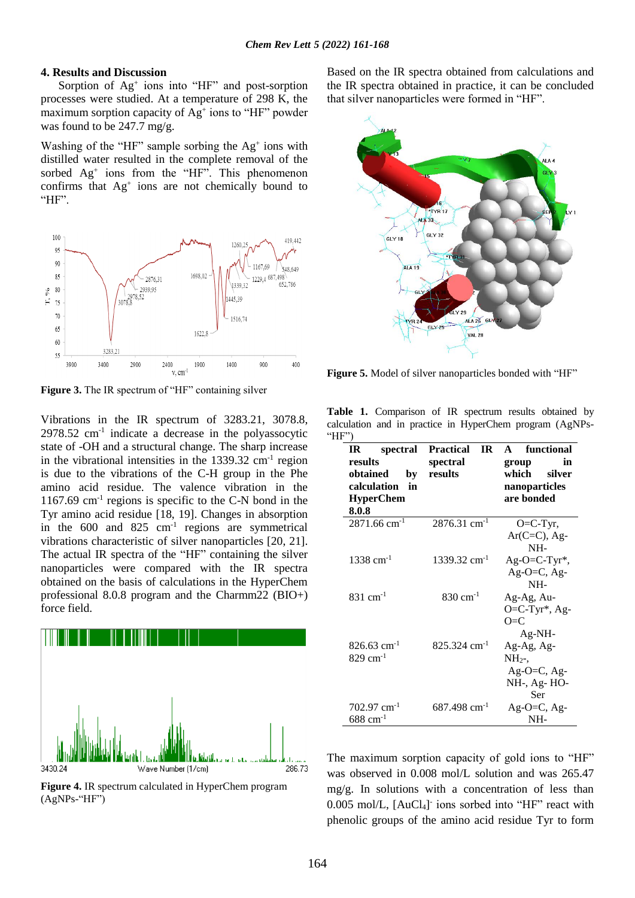## 4. Results and Discussion

Sorption of $Ag^+$ ions into "HF" and post-sorption processes were studied. At a temperature of 298 K, the maximum sorption capacity of $Ag^+$ ions to "HF" powder was found to be 247.7 mg/g.

Washing of the "HF" sample sorbing the $Ag^+$ ions with distilled water resulted in the complete removal of the sorbed $Ag^+$ ions from the "HF". This phenomenon confirms that $Ag^+$ ions are not chemically bound to "HF".

**Figure 3.** The IR spectrum of "HF" containing silver

Vibrations in the IR spectrum of 3283.21, 3078.8, 2978.52 $cm^{-1}$ indicate a decrease in the polyassocytic state of -OH and a structural change. The sharp increase in the vibrational intensities in the 1339.32 $cm^{-1}$ region is due to the vibrations of the C-H group in the Phe amino acid residue. The valence vibration in the 1167.69 $cm^{-1}$ regions is specific to the C-N bond in the Tyr amino acid residue [18, 19]. Changes in absorption in the 600 and 825 $cm^{-1}$ regions are symmetrical vibrations characteristic of silver nanoparticles [20, 21]. The actual IR spectra of the "HF" containing the silver nanoparticles were compared with the IR spectra obtained on the basis of calculations in the HyperChem professional 8.0.8 program and the Charmm22 (BIO+) force field.

**Figure 4.** IR spectrum calculated in HyperChem program (AgNPs-"HF")

Based on the IR spectra obtained from calculations and the IR spectra obtained in practice, it can be concluded that silver nanoparticles were formed in "HF".

**Figure 5.** Model of silver nanoparticles bonded with "HF"

**Table 1.** Comparison of IR spectrum results obtained by calculation and in practice in HyperChem program (AgNPs-"HF")

| IR spectral results obtained by calculation in HyperChem 8.0.8 | Practical IR spectral results | A functional group in which silver nanoparticles are bonded |
|---|---|---|
| 2871.66 $cm^{-1}$ | 2876.31 $cm^{-1}$ | O=C-Tyr, Ar(C=C), Ag-NH- |
| 1338 $cm^{-1}$ | 1339.32 $cm^{-1}$ | Ag-O=C-Tyr*, Ag-O=C, Ag-NH- |
| 831 $cm^{-1}$ | 830 $cm^{-1}$ | Ag-Ag, Au-O=C-Tyr*, Ag-O=C Ag-NH- |
| 826.63 $cm^{-1}$ 829 $cm^{-1}$ | 825.324 $cm^{-1}$ | Ag-Ag, Ag-$NH_2$-, Ag-O=C, Ag-NH-, Ag- HO-Ser |
| 702.97 $cm^{-1}$ 688 $cm^{-1}$ | 687.498 $cm^{-1}$ | Ag-O=C, Ag-NH- |

The maximum sorption capacity of gold ions to "HF" was observed in 0.008 mol/L solution and was 265.47 mg/g. In solutions with a concentration of less than 0.005 mol/L, $[AuCl_4]^-$ ions sorbed into "HF" react with phenolic groups of the amino acid residue Tyr to form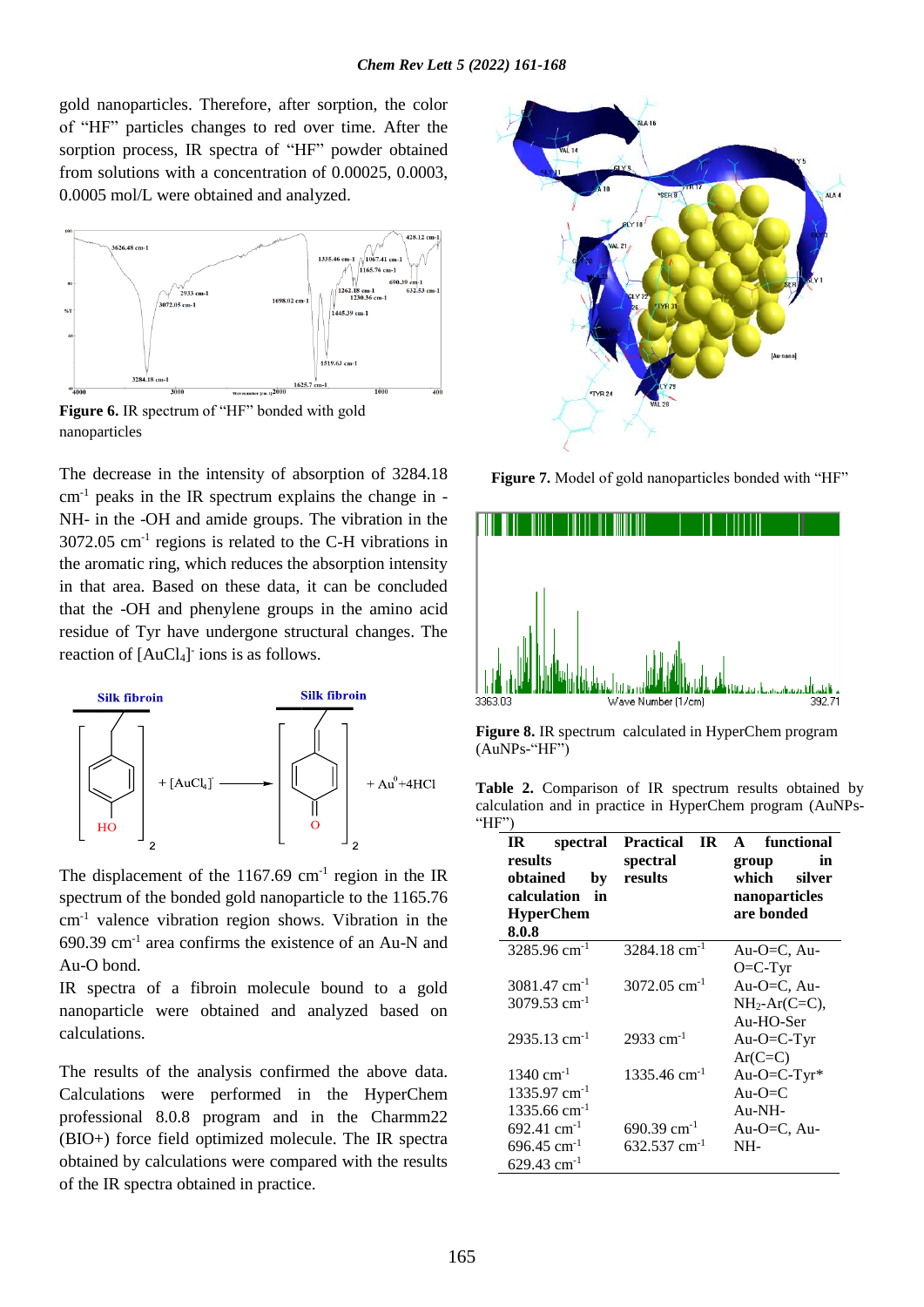gold nanoparticles. Therefore, after sorption, the color of "HF" particles changes to red over time. After the sorption process, IR spectra of "HF" powder obtained from solutions with a concentration of 0.00025, 0.0003, 0.0005 mol/L were obtained and analyzed.

**Figure 6.** IR spectrum of "HF" bonded with gold nanoparticles

The decrease in the intensity of absorption of 3284.18 $cm^{-1}$ peaks in the IR spectrum explains the change in -NH- in the -OH and amide groups. The vibration in the 3072.05 $cm^{-1}$ regions is related to the C-H vibrations in the aromatic ring, which reduces the absorption intensity in that area. Based on these data, it can be concluded that the -OH and phenylene groups in the amino acid residue of Tyr have undergone structural changes. The reaction of $[AuCl_4]^-$ ions is as follows.

$$[\text{Silk fibroin-Tyr(OH)}]_2 + [AuCl_4]^- \rightarrow [\text{Silk fibroin-Tyr(=O)}]_2 + Au^0 + 4HCl$$

The displacement of the 1167.69 $cm^{-1}$ region in the IR spectrum of the bonded gold nanoparticle to the 1165.76 $cm^{-1}$ valence vibration region shows. Vibration in the 690.39 $cm^{-1}$ area confirms the existence of an Au-N and Au-O bond.

IR spectra of a fibroin molecule bound to a gold nanoparticle were obtained and analyzed based on calculations.

The results of the analysis confirmed the above data. Calculations were performed in the HyperChem professional 8.0.8 program and in the Charmm22 (BIO+) force field optimized molecule. The IR spectra obtained by calculations were compared with the results of the IR spectra obtained in practice.

**Figure 7.** Model of gold nanoparticles bonded with "HF"

**Figure 8.** IR spectrum calculated in HyperChem program (AuNPs-"HF")

**Table 2.** Comparison of IR spectrum results obtained by calculation and in practice in HyperChem program (AuNPs-"HF")

| IR spectral results obtained by calculation in HyperChem 8.0.8 | Practical IR spectral results | A functional group in which silver nanoparticles are bonded |
|---|---|---|
| 3285.96 $cm^{-1}$ | 3284.18 $cm^{-1}$ | Au-O=C, Au-O=C-Tyr |
| 3081.47 $cm^{-1}$<br>3079.53 $cm^{-1}$ | 3072.05 $cm^{-1}$ | Au-O=C, Au-$NH_2$-Ar(C=C), Au-HO-Ser |
| 2935.13 $cm^{-1}$ | 2933 $cm^{-1}$ | Au-O=C-Tyr Ar(C=C) |
| 1340 $cm^{-1}$<br>1335.97 $cm^{-1}$<br>1335.66 $cm^{-1}$ | 1335.46 $cm^{-1}$ | Au-O=C-Tyr*<br>Au-O=C<br>Au-NH- |
| 692.41 $cm^{-1}$<br>696.45 $cm^{-1}$<br>629.43 $cm^{-1}$ | 690.39 $cm^{-1}$<br>632.537 $cm^{-1}$ | Au-O=C, Au-NH- |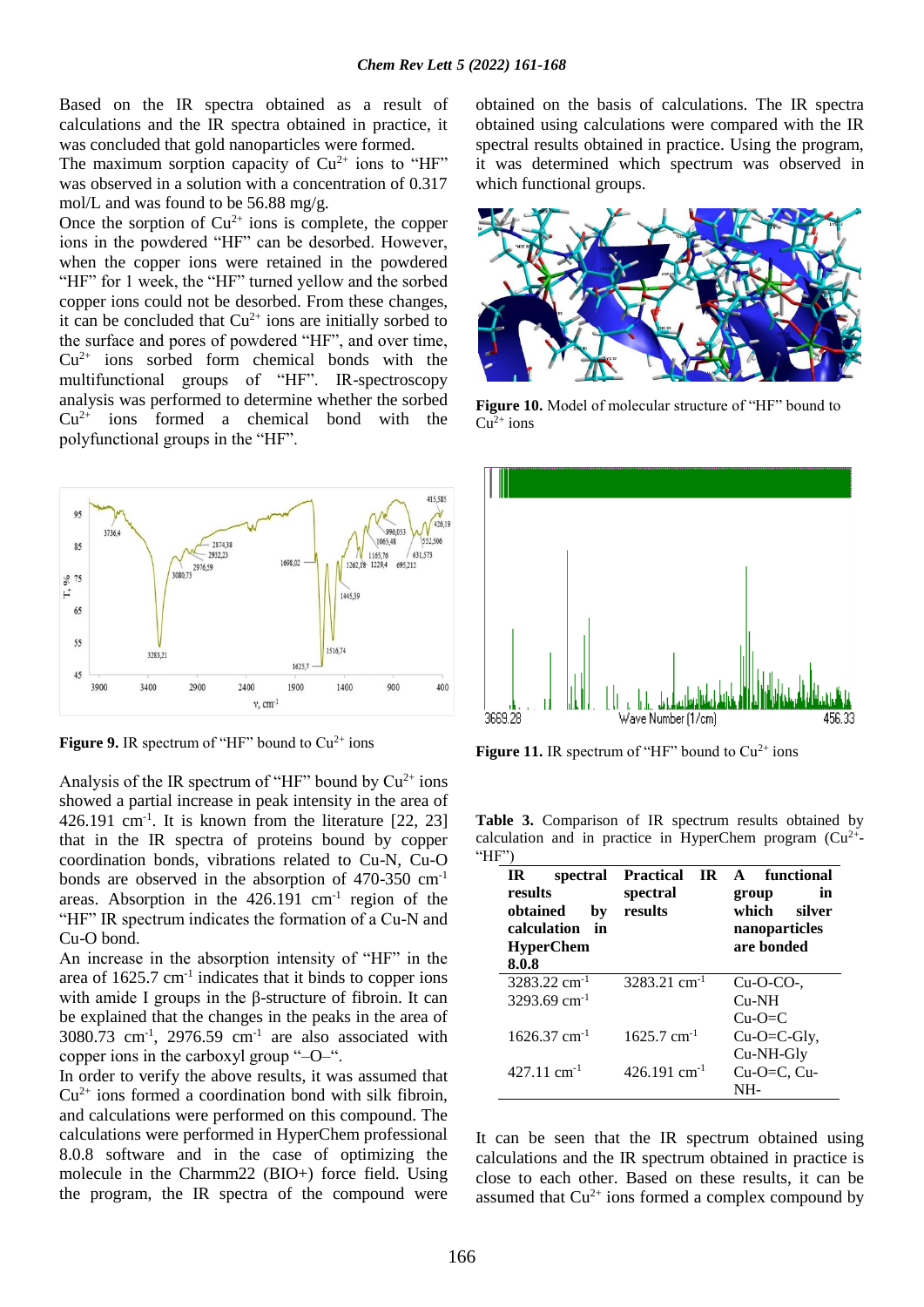Based on the IR spectra obtained as a result of calculations and the IR spectra obtained in practice, it was concluded that gold nanoparticles were formed.

The maximum sorption capacity of $Cu^{2+}$ ions to "HF" was observed in a solution with a concentration of 0.317 mol/L and was found to be 56.88 mg/g.

Once the sorption of $Cu^{2+}$ ions is complete, the copper ions in the powdered "HF" can be desorbed. However, when the copper ions were retained in the powdered "HF" for 1 week, the "HF" turned yellow and the sorbed copper ions could not be desorbed. From these changes, it can be concluded that $Cu^{2+}$ ions are initially sorbed to the surface and pores of powdered "HF", and over time, $Cu^{2+}$ ions sorbed form chemical bonds with the multifunctional groups of "HF". IR-spectroscopy analysis was performed to determine whether the sorbed $Cu^{2+}$ ions formed a chemical bond with the polyfunctional groups in the "HF".

**Figure 9.** IR spectrum of "HF" bound to $Cu^{2+}$ ions

Analysis of the IR spectrum of "HF" bound by $Cu^{2+}$ ions showed a partial increase in peak intensity in the area of 426.191 $cm^{-1}$. It is known from the literature [22, 23] that in the IR spectra of proteins bound by copper coordination bonds, vibrations related to Cu-N, Cu-O bonds are observed in the absorption of 470-350 $cm^{-1}$ areas. Absorption in the 426.191 $cm^{-1}$ region of the "HF" IR spectrum indicates the formation of a Cu-N and Cu-O bond.

An increase in the absorption intensity of "HF" in the area of 1625.7 $cm^{-1}$ indicates that it binds to copper ions with amide I groups in the β-structure of fibroin. It can be explained that the changes in the peaks in the area of 3080.73 $cm^{-1}$, 2976.59 $cm^{-1}$ are also associated with copper ions in the carboxyl group "–O–".

In order to verify the above results, it was assumed that $Cu^{2+}$ ions formed a coordination bond with silk fibroin, and calculations were performed on this compound. The calculations were performed in HyperChem professional 8.0.8 software and in the case of optimizing the molecule in the Charmm22 (BIO+) force field. Using the program, the IR spectra of the compound were obtained on the basis of calculations. The IR spectra obtained using calculations were compared with the IR spectral results obtained in practice. Using the program, it was determined which spectrum was observed in which functional groups.

**Figure 10.** Model of molecular structure of "HF" bound to $Cu^{2+}$ ions

**Figure 11.** IR spectrum of "HF" bound to $Cu^{2+}$ ions

**Table 3.** Comparison of IR spectrum results obtained by calculation and in practice in HyperChem program ($Cu^{2+}$-"HF")

| IR spectral results obtained by calculation in HyperChem 8.0.8 | Practical IR spectral results | A functional group in which silver nanoparticles are bonded |
|---|---|---|
| 3283.22 $cm^{-1}$<br>3293.69 $cm^{-1}$ | 3283.21 $cm^{-1}$ | Cu-O-CO-,<br>Cu-NH<br>Cu-O=C |
| 1626.37 $cm^{-1}$ | 1625.7 $cm^{-1}$ | Cu-O=C-Gly,<br>Cu-NH-Gly |
| 427.11 $cm^{-1}$ | 426.191 $cm^{-1}$ | Cu-O=C, Cu-NH- |

It can be seen that the IR spectrum obtained using calculations and the IR spectrum obtained in practice is close to each other. Based on these results, it can be assumed that $Cu^{2+}$ ions formed a complex compound by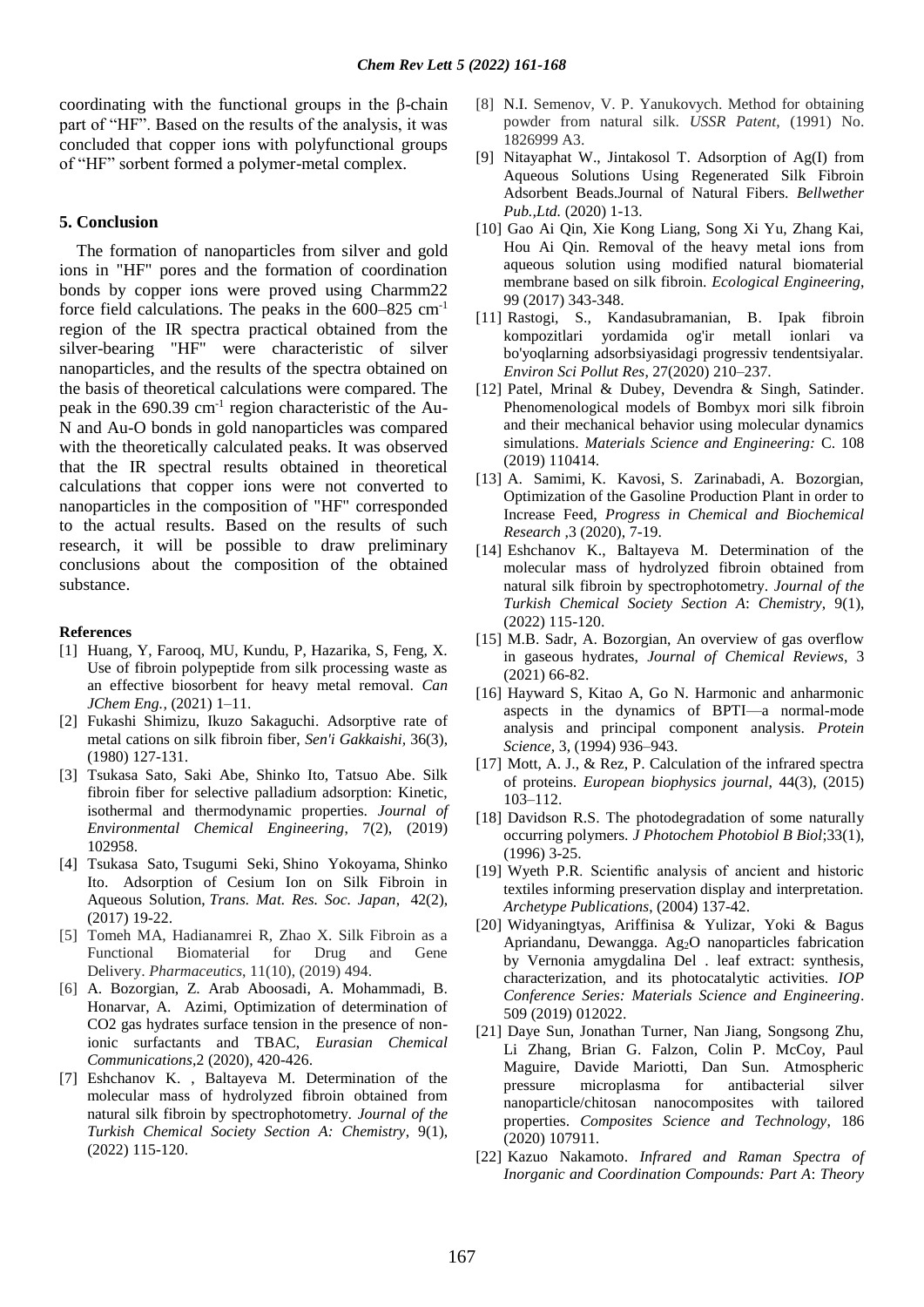coordinating with the functional groups in the β-chain part of "HF". Based on the results of the analysis, it was concluded that copper ions with polyfunctional groups of "HF" sorbent formed a polymer-metal complex.

## 5. Conclusion

The formation of nanoparticles from silver and gold ions in "HF" pores and the formation of coordination bonds by copper ions were proved using Charmm22 force field calculations. The peaks in the 600–825 $cm^{-1}$ region of the IR spectra practical obtained from the silver-bearing "HF" were characteristic of silver nanoparticles, and the results of the spectra obtained on the basis of theoretical calculations were compared. The peak in the 690.39 $cm^{-1}$ region characteristic of the Au-N and Au-O bonds in gold nanoparticles was compared with the theoretically calculated peaks. It was observed that the IR spectral results obtained in theoretical calculations that copper ions were not converted to nanoparticles in the composition of "HF" corresponded to the actual results. Based on the results of such research, it will be possible to draw preliminary conclusions about the composition of the obtained substance.

### References

[1] Huang, Y, Farooq, MU, Kundu, P, Hazarika, S, Feng, X. Use of fibroin polypeptide from silk processing waste as an effective biosorbent for heavy metal removal. *Can JChem Eng.*, (2021) 1–11.

[2] Fukashi Shimizu, Ikuzo Sakaguchi. Adsorptive rate of metal cations on silk fibroin fiber, *Sen'i Gakkaishi*, 36(3), (1980) 127-131.

[3] Tsukasa Sato, Saki Abe, Shinko Ito, Tatsuo Abe. Silk fibroin fiber for selective palladium adsorption: Kinetic, isothermal and thermodynamic properties. *Journal of Environmental Chemical Engineering*, 7(2), (2019) 102958.

[4] Tsukasa Sato, Tsugumi Seki, Shino Yokoyama, Shinko Ito. Adsorption of Cesium Ion on Silk Fibroin in Aqueous Solution, *Trans. Mat. Res. Soc. Japan*, 42(2), (2017) 19-22.

[5] Tomeh MA, Hadianamrei R, Zhao X. Silk Fibroin as a Functional Biomaterial for Drug and Gene Delivery. *Pharmaceutics*, 11(10), (2019) 494.

[6] A. Bozorgian, Z. Arab Aboosadi, A. Mohammadi, B. Honarvar, A. Azimi, Optimization of determination of CO2 gas hydrates surface tension in the presence of non-ionic surfactants and TBAC, *Eurasian Chemical Communications*,2 (2020), 420-426.

[7] Eshchanov K. , Baltayeva M. Determination of the molecular mass of hydrolyzed fibroin obtained from natural silk fibroin by spectrophotometry. *Journal of the Turkish Chemical Society Section A: Chemistry*, 9(1), (2022) 115-120.

[8] N.I. Semenov, V. P. Yanukovych. Method for obtaining powder from natural silk. *USSR Patent*, (1991) No. 1826999 A3.

[9] Nitayaphat W., Jintakosol T. Adsorption of Ag(I) from Aqueous Solutions Using Regenerated Silk Fibroin Adsorbent Beads.Journal of Natural Fibers. *Bellwether Pub.,Ltd.* (2020) 1-13.

[10] Gao Ai Qin, Xie Kong Liang, Song Xi Yu, Zhang Kai, Hou Ai Qin. Removal of the heavy metal ions from aqueous solution using modified natural biomaterial membrane based on silk fibroin. *Ecological Engineering*, 99 (2017) 343-348.

[11] Rastogi, S., Kandasubramanian, B. Ipak fibroin kompozitlari yordamida og'ir metall ionlari va bo'yoqlarning adsorbsiyasidagi progressiv tendentsiyalar. *Environ Sci Pollut Res*, 27(2020) 210–237.

[12] Patel, Mrinal & Dubey, Devendra & Singh, Satinder. Phenomenological models of Bombyx mori silk fibroin and their mechanical behavior using molecular dynamics simulations. *Materials Science and Engineering:* C. 108 (2019) 110414.

[13] A. Samimi, K. Kavosi, S. Zarinabadi, A. Bozorgian, Optimization of the Gasoline Production Plant in order to Increase Feed, *Progress in Chemical and Biochemical Research* ,3 (2020), 7-19.

[14] Eshchanov K., Baltayeva M. Determination of the molecular mass of hydrolyzed fibroin obtained from natural silk fibroin by spectrophotometry. *Journal of the Turkish Chemical Society Section A*: *Chemistry*, 9(1), (2022) 115-120.

[15] M.B. Sadr, A. Bozorgian, An overview of gas overflow in gaseous hydrates, *Journal of Chemical Reviews*, 3 (2021) 66-82.

[16] Hayward S, Kitao A, Go N. Harmonic and anharmonic aspects in the dynamics of BPTI—a normal-mode analysis and principal component analysis. *Protein Science,* 3, (1994) 936–943.

[17] Mott, A. J., & Rez, P. Calculation of the infrared spectra of proteins. *European biophysics journal*, 44(3), (2015) 103–112.

[18] Davidson R.S. The photodegradation of some naturally occurring polymers. *J Photochem Photobiol B Biol*;33(1), (1996) 3-25.

[19] Wyeth P.R. Scientific analysis of ancient and historic textiles informing preservation display and interpretation. *Archetype Publications*, (2004) 137-42.

[20] Widyaningtyas, Ariffinisa & Yulizar, Yoki & Bagus Apriandanu, Dewangga. $Ag_2O$ nanoparticles fabrication by Vernonia amygdalina Del . leaf extract: synthesis, characterization, and its photocatalytic activities. *IOP Conference Series: Materials Science and Engineering*. 509 (2019) 012022.

[21] Daye Sun, Jonathan Turner, Nan Jiang, Songsong Zhu, Li Zhang, Brian G. Falzon, Colin P. McCoy, Paul Maguire, Davide Mariotti, Dan Sun. Atmospheric pressure microplasma for antibacterial silver nanoparticle/chitosan nanocomposites with tailored properties. *Composites Science and Technology*, 186 (2020) 107911.

[22] Kazuo Nakamoto. *Infrared and Raman Spectra of Inorganic and Coordination Compounds: Part A*: *Theory*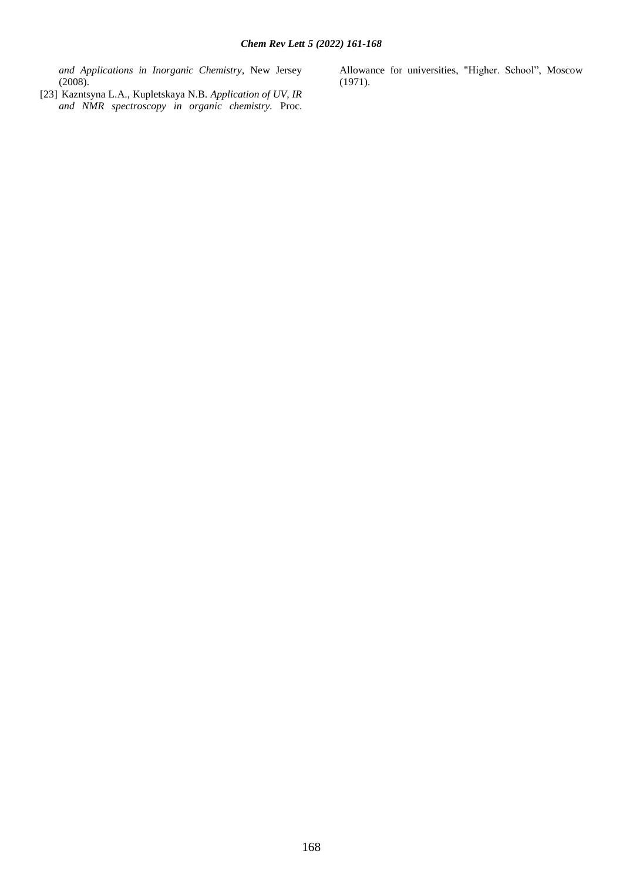*and Applications in Inorganic Chemistry*, New Jersey (2008).

[23] Kazntsyna L.A., Kupletskaya N.B. *Application of UV, IR and NMR spectroscopy in organic chemistry*. Proc. Allowance for universities, "Higher. School", Moscow (1971).